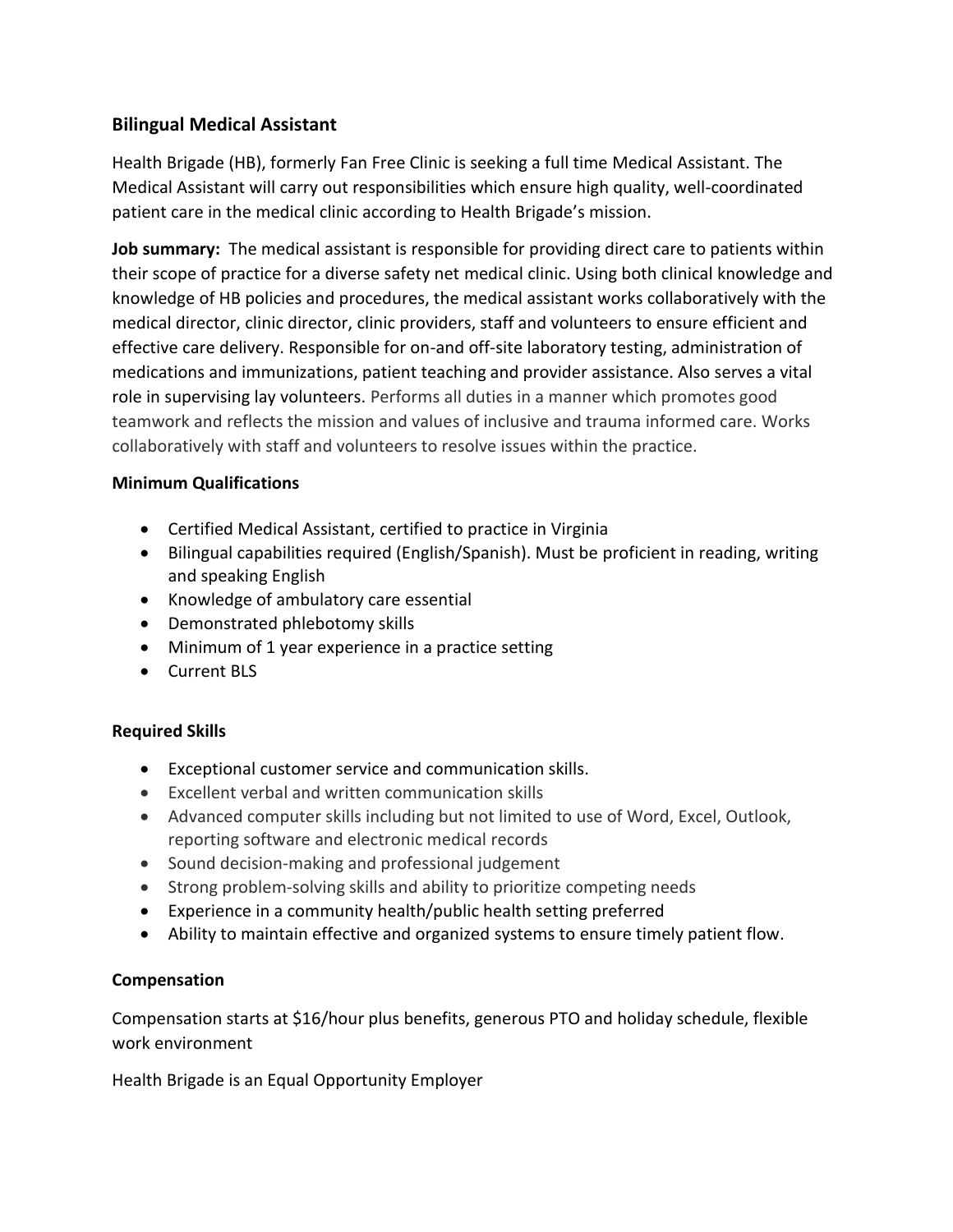## Bilingual Medical Assistant

Health Brigade (HB), formerly Fan Free Clinic is seeking a full time Medical Assistant. The Medical Assistant will carry out responsibilities which ensure high quality, well-coordinated patient care in the medical clinic according to Health Brigade's mission.

**Job summary:** The medical assistant is responsible for providing direct care to patients within their scope of practice for a diverse safety net medical clinic. Using both clinical knowledge and knowledge of HB policies and procedures, the medical assistant works collaboratively with the medical director, clinic director, clinic providers, staff and volunteers to ensure efficient and effective care delivery. Responsible for on-and off-site laboratory testing, administration of medications and immunizations, patient teaching and provider assistance. Also serves a vital role in supervising lay volunteers. Performs all duties in a manner which promotes good teamwork and reflects the mission and values of inclusive and trauma informed care. Works collaboratively with staff and volunteers to resolve issues within the practice.

### Minimum Qualifications

- Certified Medical Assistant, certified to practice in Virginia
- Bilingual capabilities required (English/Spanish). Must be proficient in reading, writing and speaking English
- Knowledge of ambulatory care essential
- Demonstrated phlebotomy skills
- Minimum of 1 year experience in a practice setting
- Current BLS

### Required Skills

- Exceptional customer service and communication skills.
- Excellent verbal and written communication skills
- Advanced computer skills including but not limited to use of Word, Excel, Outlook, reporting software and electronic medical records
- Sound decision-making and professional judgement
- Strong problem-solving skills and ability to prioritize competing needs
- Experience in a community health/public health setting preferred
- Ability to maintain effective and organized systems to ensure timely patient flow.

### Compensation

Compensation starts at $16/hour plus benefits, generous PTO and holiday schedule, flexible work environment

Health Brigade is an Equal Opportunity Employer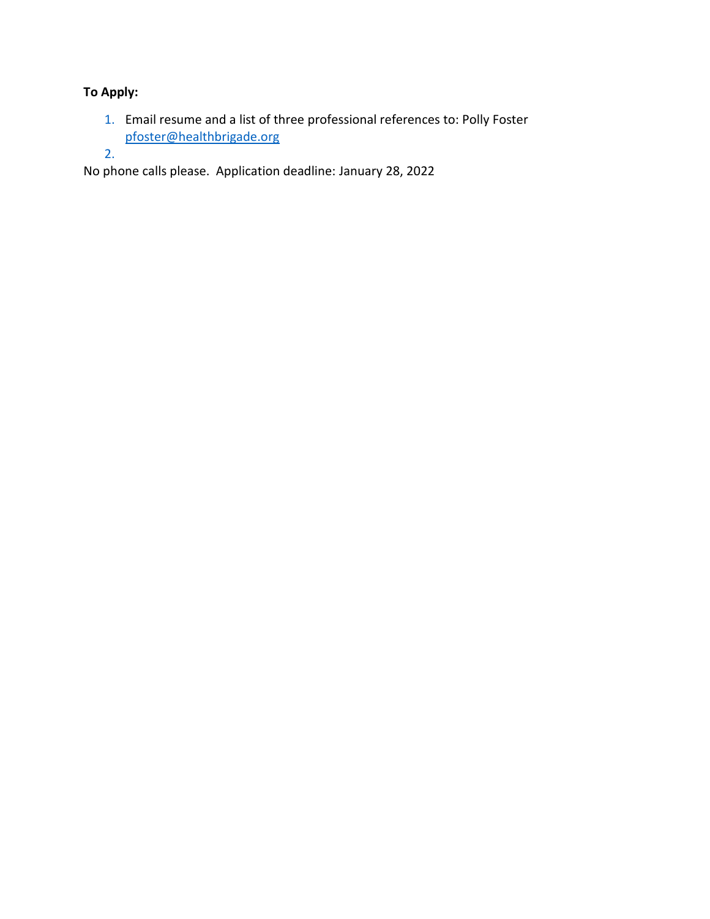**To Apply:**

1. Email resume and a list of three professional references to: Polly Foster pfoster@healthbrigade.org
2.

No phone calls please. Application deadline: January 28, 2022